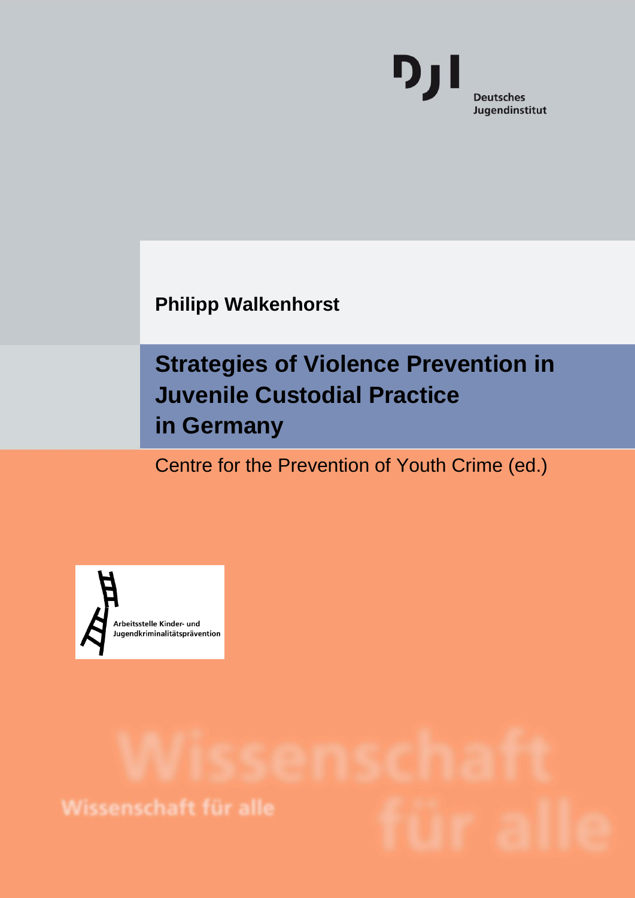Deutsches Jugendinstitut

**Philipp Walkenhorst**

# Strategies of Violence Prevention in Juvenile Custodial Practice in Germany

Centre for the Prevention of Youth Crime (ed.)

Arbeitsstelle Kinder- und Jugendkriminalitätsprävention

Wissenschaft für alle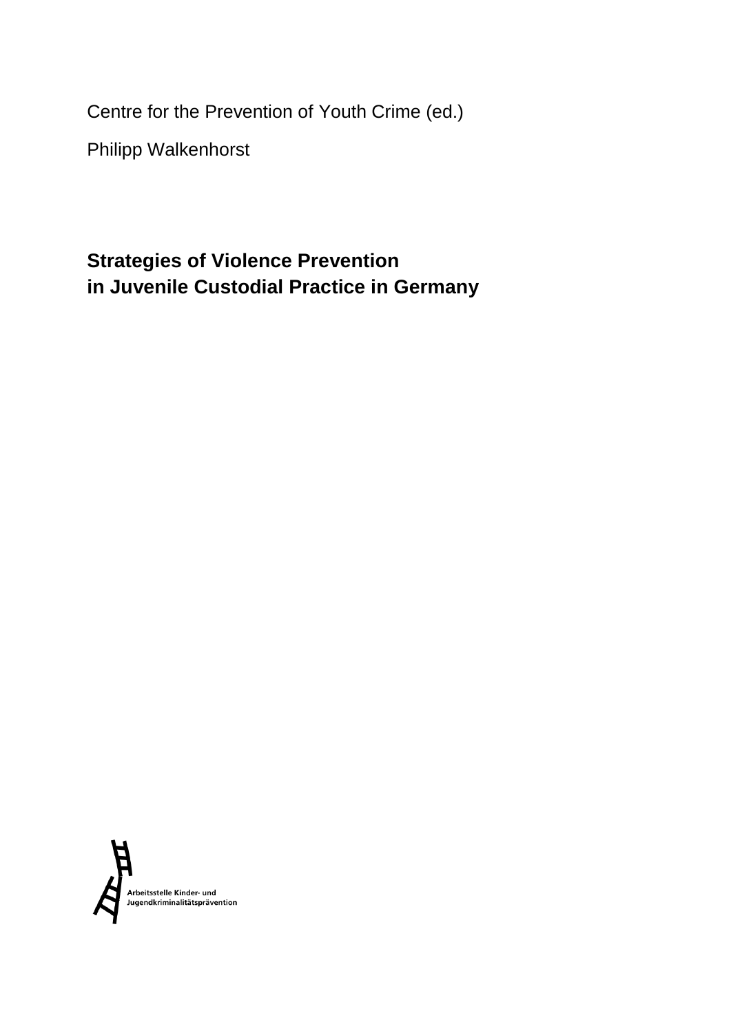Centre for the Prevention of Youth Crime (ed.)

Philipp Walkenhorst

# Strategies of Violence Prevention in Juvenile Custodial Practice in Germany

Arbeitsstelle Kinder- und Jugendkriminalitätsprävention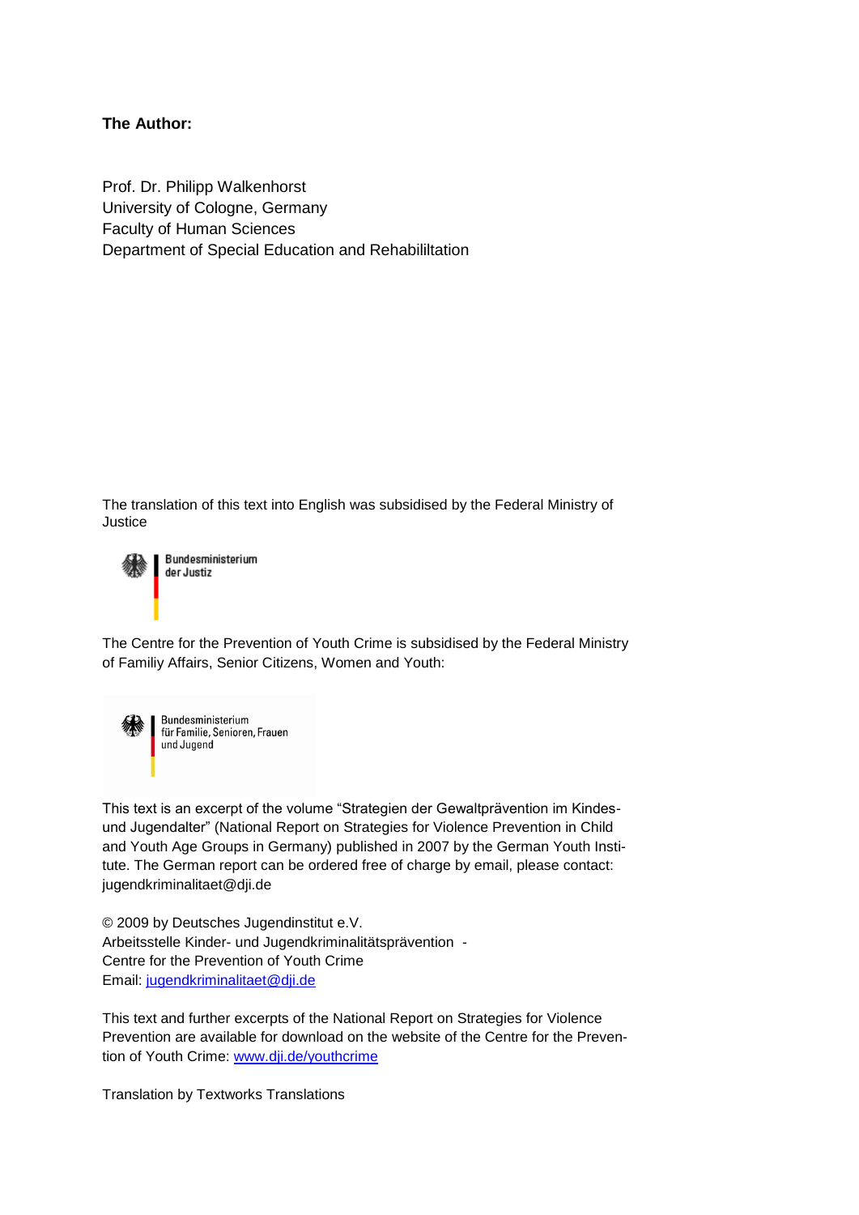**The Author:**

Prof. Dr. Philipp Walkenhorst
University of Cologne, Germany
Faculty of Human Sciences
Department of Special Education and Rehabililtation

The translation of this text into English was subsidised by the Federal Ministry of Justice

Bundesministerium
der Justiz

The Centre for the Prevention of Youth Crime is subsidised by the Federal Ministry of Familiy Affairs, Senior Citizens, Women and Youth:

Bundesministerium
für Familie, Senioren, Frauen
und Jugend

This text is an excerpt of the volume "Strategien der Gewaltprävention im Kindes- und Jugendalter" (National Report on Strategies for Violence Prevention in Child and Youth Age Groups in Germany) published in 2007 by the German Youth Institute. The German report can be ordered free of charge by email, please contact: jugendkriminalitaet@dji.de

© 2009 by Deutsches Jugendinstitut e.V.
Arbeitsstelle Kinder- und Jugendkriminalitätsprävention -
Centre for the Prevention of Youth Crime
Email: jugendkriminalitaet@dji.de

This text and further excerpts of the National Report on Strategies for Violence Prevention are available for download on the website of the Centre for the Prevention of Youth Crime: www.dji.de/youthcrime

Translation by Textworks Translations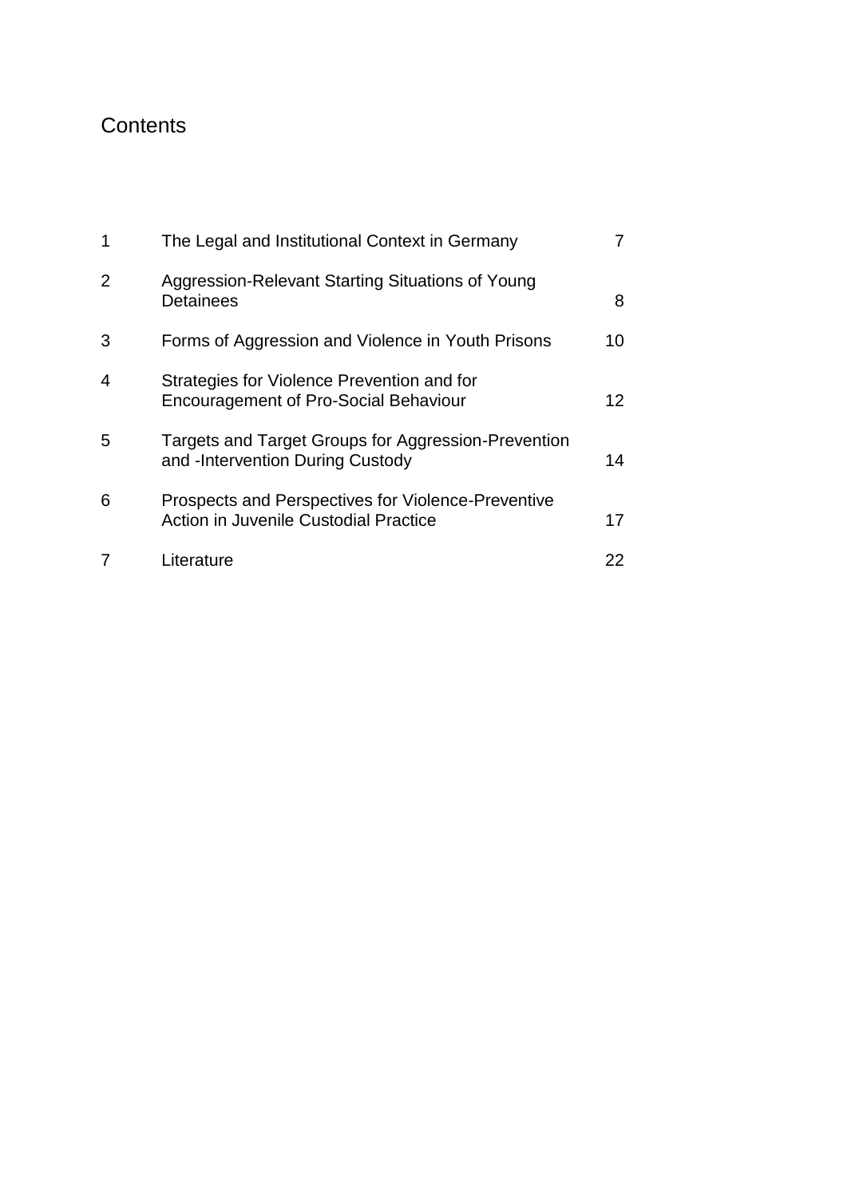# Contents

| | | |
|---|---|---|
| 1 | The Legal and Institutional Context in Germany | 7 |
| 2 | Aggression-Relevant Starting Situations of Young Detainees | 8 |
| 3 | Forms of Aggression and Violence in Youth Prisons | 10 |
| 4 | Strategies for Violence Prevention and for Encouragement of Pro-Social Behaviour | 12 |
| 5 | Targets and Target Groups for Aggression-Prevention and -Intervention During Custody | 14 |
| 6 | Prospects and Perspectives for Violence-Preventive Action in Juvenile Custodial Practice | 17 |
| 7 | Literature | 22 |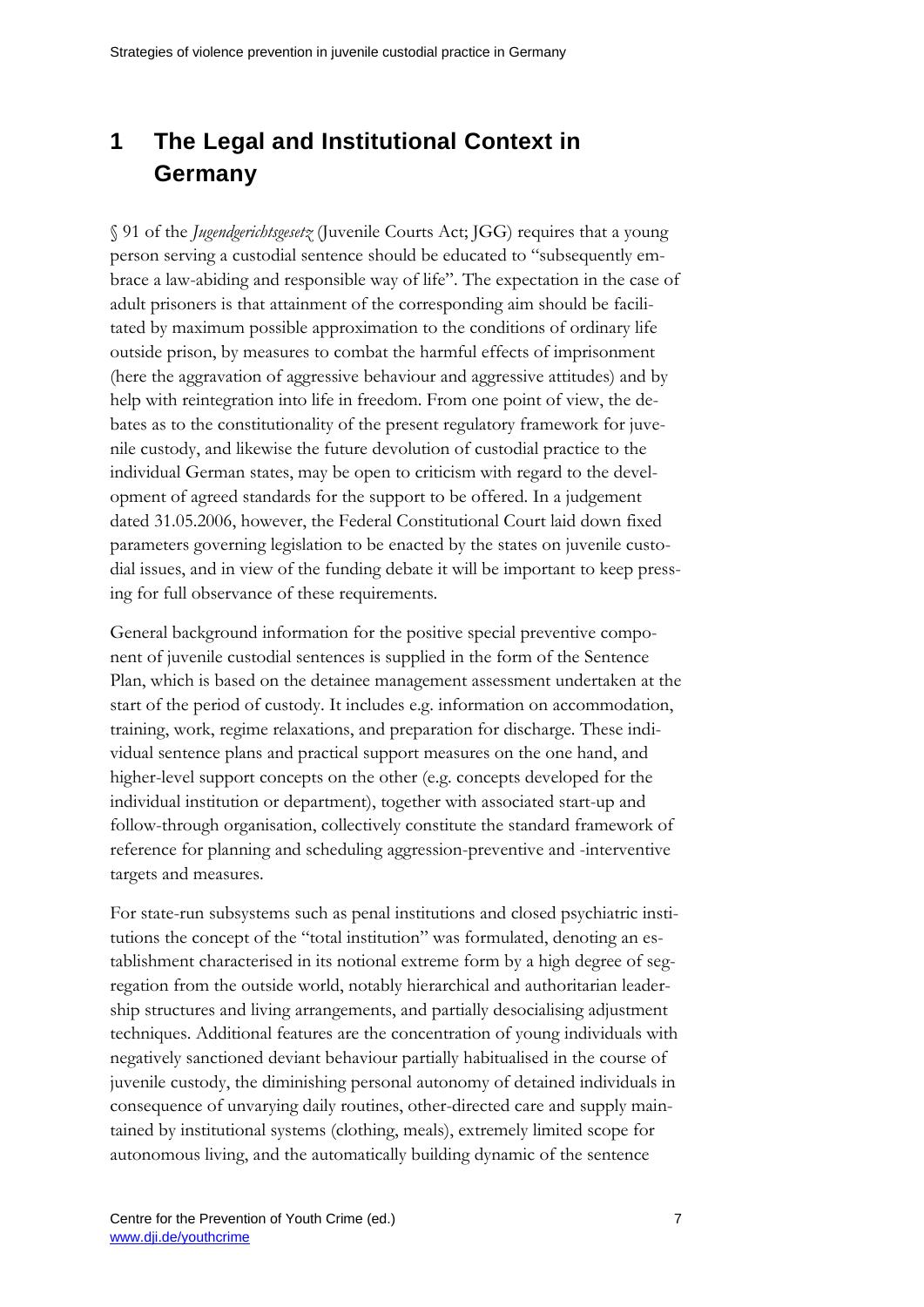# 1 The Legal and Institutional Context in Germany

§ 91 of the *Jugendgerichtsgesetz* (Juvenile Courts Act; JGG) requires that a young person serving a custodial sentence should be educated to "subsequently embrace a law-abiding and responsible way of life". The expectation in the case of adult prisoners is that attainment of the corresponding aim should be facilitated by maximum possible approximation to the conditions of ordinary life outside prison, by measures to combat the harmful effects of imprisonment (here the aggravation of aggressive behaviour and aggressive attitudes) and by help with reintegration into life in freedom. From one point of view, the debates as to the constitutionality of the present regulatory framework for juvenile custody, and likewise the future devolution of custodial practice to the individual German states, may be open to criticism with regard to the development of agreed standards for the support to be offered. In a judgement dated 31.05.2006, however, the Federal Constitutional Court laid down fixed parameters governing legislation to be enacted by the states on juvenile custodial issues, and in view of the funding debate it will be important to keep pressing for full observance of these requirements.

General background information for the positive special preventive component of juvenile custodial sentences is supplied in the form of the Sentence Plan, which is based on the detainee management assessment undertaken at the start of the period of custody. It includes e.g. information on accommodation, training, work, regime relaxations, and preparation for discharge. These individual sentence plans and practical support measures on the one hand, and higher-level support concepts on the other (e.g. concepts developed for the individual institution or department), together with associated start-up and follow-through organisation, collectively constitute the standard framework of reference for planning and scheduling aggression-preventive and -interventive targets and measures.

For state-run subsystems such as penal institutions and closed psychiatric institutions the concept of the "total institution" was formulated, denoting an establishment characterised in its notional extreme form by a high degree of segregation from the outside world, notably hierarchical and authoritarian leadership structures and living arrangements, and partially desocialising adjustment techniques. Additional features are the concentration of young individuals with negatively sanctioned deviant behaviour partially habitualised in the course of juvenile custody, the diminishing personal autonomy of detained individuals in consequence of unvarying daily routines, other-directed care and supply maintained by institutional systems (clothing, meals), extremely limited scope for autonomous living, and the automatically building dynamic of the sentence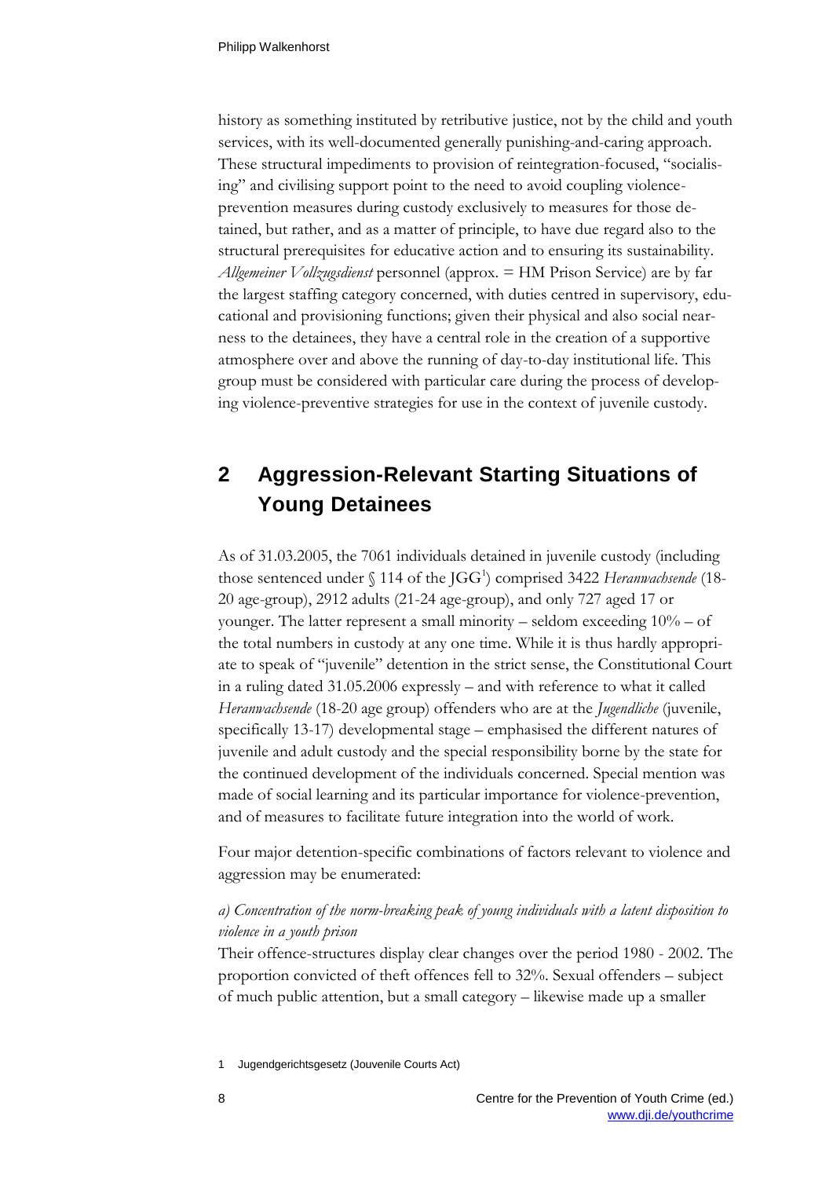history as something instituted by retributive justice, not by the child and youth services, with its well-documented generally punishing-and-caring approach. These structural impediments to provision of reintegration-focused, "socialising" and civilising support point to the need to avoid coupling violence-prevention measures during custody exclusively to measures for those detained, but rather, and as a matter of principle, to have due regard also to the structural prerequisites for educative action and to ensuring its sustainability. *Allgemeiner Vollzugsdienst* personnel (approx. = HM Prison Service) are by far the largest staffing category concerned, with duties centred in supervisory, educational and provisioning functions; given their physical and also social nearness to the detainees, they have a central role in the creation of a supportive atmosphere over and above the running of day-to-day institutional life. This group must be considered with particular care during the process of developing violence-preventive strategies for use in the context of juvenile custody.

## 2 Aggression-Relevant Starting Situations of Young Detainees

As of 31.03.2005, the 7061 individuals detained in juvenile custody (including those sentenced under § 114 of the JGG[1]) comprised 3422 *Heranwachsende* (18-20 age-group), 2912 adults (21-24 age-group), and only 727 aged 17 or younger. The latter represent a small minority – seldom exceeding 10% – of the total numbers in custody at any one time. While it is thus hardly appropriate to speak of "juvenile" detention in the strict sense, the Constitutional Court in a ruling dated 31.05.2006 expressly – and with reference to what it called *Heranwachsende* (18-20 age group) offenders who are at the *Jugendliche* (juvenile, specifically 13-17) developmental stage – emphasised the different natures of juvenile and adult custody and the special responsibility borne by the state for the continued development of the individuals concerned. Special mention was made of social learning and its particular importance for violence-prevention, and of measures to facilitate future integration into the world of work.

Four major detention-specific combinations of factors relevant to violence and aggression may be enumerated:

*a) Concentration of the norm-breaking peak of young individuals with a latent disposition to violence in a youth prison*

Their offence-structures display clear changes over the period 1980 - 2002. The proportion convicted of theft offences fell to 32%. Sexual offenders – subject of much public attention, but a small category – likewise made up a smaller

1 Jugendgerichtsgesetz (Jouvenile Courts Act)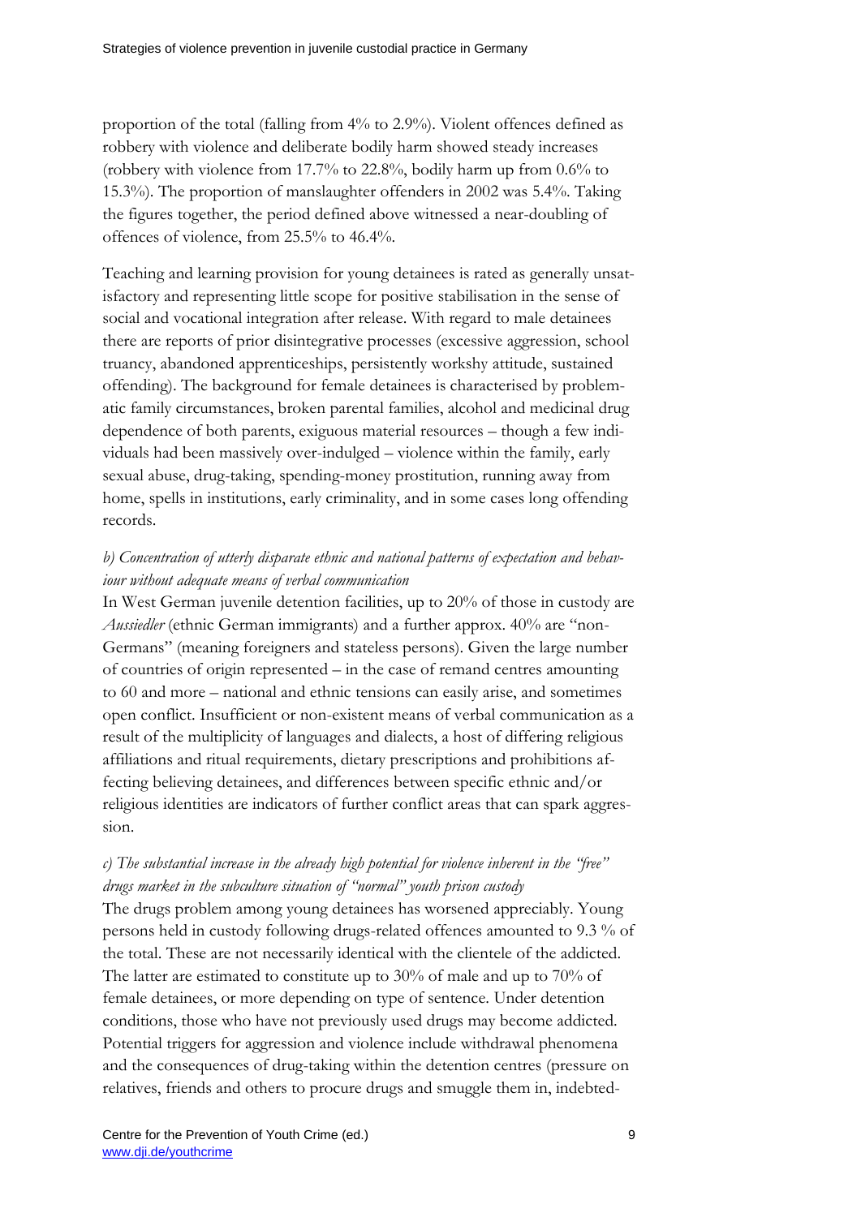proportion of the total (falling from 4% to 2.9%). Violent offences defined as robbery with violence and deliberate bodily harm showed steady increases (robbery with violence from 17.7% to 22.8%, bodily harm up from 0.6% to 15.3%). The proportion of manslaughter offenders in 2002 was 5.4%. Taking the figures together, the period defined above witnessed a near-doubling of offences of violence, from 25.5% to 46.4%.

Teaching and learning provision for young detainees is rated as generally unsatisfactory and representing little scope for positive stabilisation in the sense of social and vocational integration after release. With regard to male detainees there are reports of prior disintegrative processes (excessive aggression, school truancy, abandoned apprenticeships, persistently workshy attitude, sustained offending). The background for female detainees is characterised by problematic family circumstances, broken parental families, alcohol and medicinal drug dependence of both parents, exiguous material resources – though a few individuals had been massively over-indulged – violence within the family, early sexual abuse, drug-taking, spending-money prostitution, running away from home, spells in institutions, early criminality, and in some cases long offending records.

*b) Concentration of utterly disparate ethnic and national patterns of expectation and behaviour without adequate means of verbal communication*

In West German juvenile detention facilities, up to 20% of those in custody are *Aussiedler* (ethnic German immigrants) and a further approx. 40% are "non-Germans" (meaning foreigners and stateless persons). Given the large number of countries of origin represented – in the case of remand centres amounting to 60 and more – national and ethnic tensions can easily arise, and sometimes open conflict. Insufficient or non-existent means of verbal communication as a result of the multiplicity of languages and dialects, a host of differing religious affiliations and ritual requirements, dietary prescriptions and prohibitions affecting believing detainees, and differences between specific ethnic and/or religious identities are indicators of further conflict areas that can spark aggression.

*c) The substantial increase in the already high potential for violence inherent in the "free" drugs market in the subculture situation of "normal" youth prison custody*

The drugs problem among young detainees has worsened appreciably. Young persons held in custody following drugs-related offences amounted to 9.3 % of the total. These are not necessarily identical with the clientele of the addicted. The latter are estimated to constitute up to 30% of male and up to 70% of female detainees, or more depending on type of sentence. Under detention conditions, those who have not previously used drugs may become addicted. Potential triggers for aggression and violence include withdrawal phenomena and the consequences of drug-taking within the detention centres (pressure on relatives, friends and others to procure drugs and smuggle them in, indebted-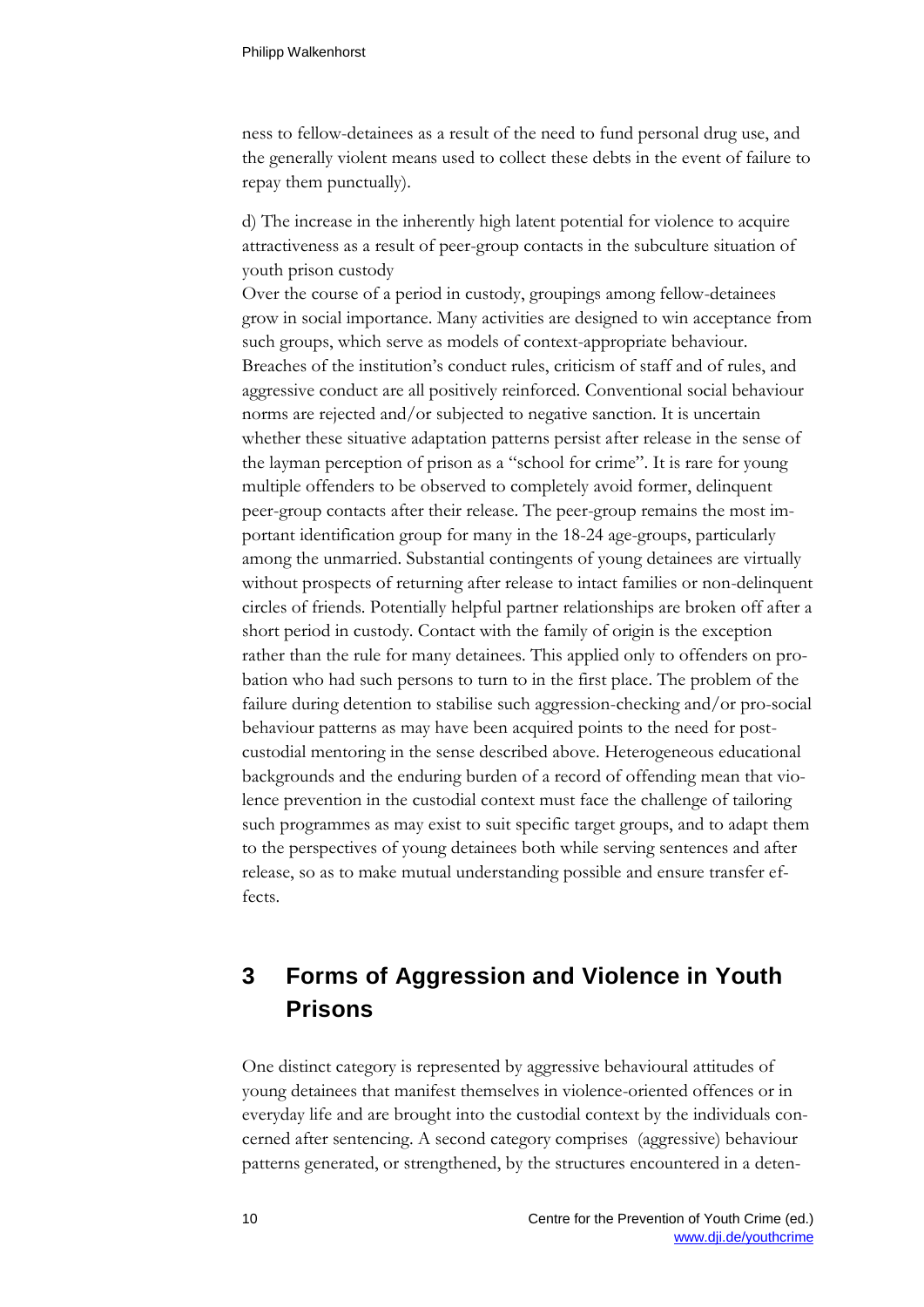ness to fellow-detainees as a result of the need to fund personal drug use, and the generally violent means used to collect these debts in the event of failure to repay them punctually).

d) The increase in the inherently high latent potential for violence to acquire attractiveness as a result of peer-group contacts in the subculture situation of youth prison custody

Over the course of a period in custody, groupings among fellow-detainees grow in social importance. Many activities are designed to win acceptance from such groups, which serve as models of context-appropriate behaviour. Breaches of the institution's conduct rules, criticism of staff and of rules, and aggressive conduct are all positively reinforced. Conventional social behaviour norms are rejected and/or subjected to negative sanction. It is uncertain whether these situative adaptation patterns persist after release in the sense of the layman perception of prison as a "school for crime". It is rare for young multiple offenders to be observed to completely avoid former, delinquent peer-group contacts after their release. The peer-group remains the most important identification group for many in the 18-24 age-groups, particularly among the unmarried. Substantial contingents of young detainees are virtually without prospects of returning after release to intact families or non-delinquent circles of friends. Potentially helpful partner relationships are broken off after a short period in custody. Contact with the family of origin is the exception rather than the rule for many detainees. This applied only to offenders on probation who had such persons to turn to in the first place. The problem of the failure during detention to stabilise such aggression-checking and/or pro-social behaviour patterns as may have been acquired points to the need for post-custodial mentoring in the sense described above. Heterogeneous educational backgrounds and the enduring burden of a record of offending mean that violence prevention in the custodial context must face the challenge of tailoring such programmes as may exist to suit specific target groups, and to adapt them to the perspectives of young detainees both while serving sentences and after release, so as to make mutual understanding possible and ensure transfer effects.

## 3 Forms of Aggression and Violence in Youth Prisons

One distinct category is represented by aggressive behavioural attitudes of young detainees that manifest themselves in violence-oriented offences or in everyday life and are brought into the custodial context by the individuals concerned after sentencing. A second category comprises (aggressive) behaviour patterns generated, or strengthened, by the structures encountered in a deten-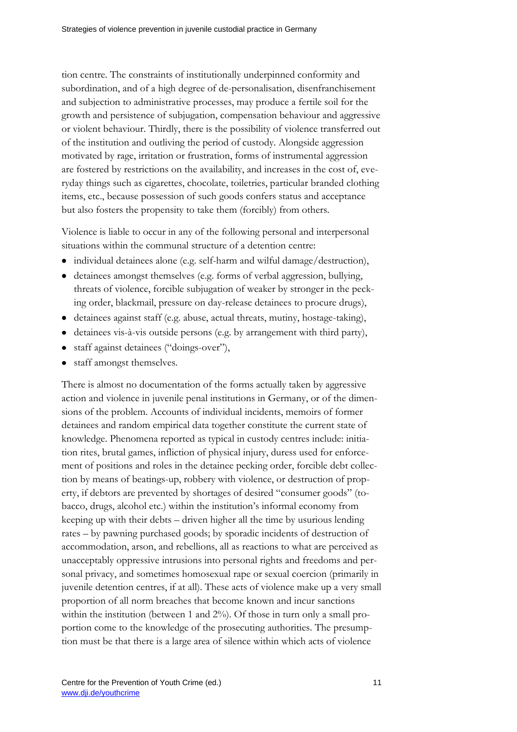tion centre. The constraints of institutionally underpinned conformity and subordination, and of a high degree of de-personalisation, disenfranchisement and subjection to administrative processes, may produce a fertile soil for the growth and persistence of subjugation, compensation behaviour and aggressive or violent behaviour. Thirdly, there is the possibility of violence transferred out of the institution and outliving the period of custody. Alongside aggression motivated by rage, irritation or frustration, forms of instrumental aggression are fostered by restrictions on the availability, and increases in the cost of, everyday things such as cigarettes, chocolate, toiletries, particular branded clothing items, etc., because possession of such goods confers status and acceptance but also fosters the propensity to take them (forcibly) from others.

Violence is liable to occur in any of the following personal and interpersonal situations within the communal structure of a detention centre:

- individual detainees alone (e.g. self-harm and wilful damage/destruction),
- detainees amongst themselves (e.g. forms of verbal aggression, bullying, threats of violence, forcible subjugation of weaker by stronger in the pecking order, blackmail, pressure on day-release detainees to procure drugs),
- detainees against staff (e.g. abuse, actual threats, mutiny, hostage-taking),
- detainees vis-à-vis outside persons (e.g. by arrangement with third party),
- staff against detainees ("doings-over"),
- staff amongst themselves.

There is almost no documentation of the forms actually taken by aggressive action and violence in juvenile penal institutions in Germany, or of the dimensions of the problem. Accounts of individual incidents, memoirs of former detainees and random empirical data together constitute the current state of knowledge. Phenomena reported as typical in custody centres include: initiation rites, brutal games, infliction of physical injury, duress used for enforcement of positions and roles in the detainee pecking order, forcible debt collection by means of beatings-up, robbery with violence, or destruction of property, if debtors are prevented by shortages of desired "consumer goods" (tobacco, drugs, alcohol etc.) within the institution's informal economy from keeping up with their debts – driven higher all the time by usurious lending rates – by pawning purchased goods; by sporadic incidents of destruction of accommodation, arson, and rebellions, all as reactions to what are perceived as unacceptably oppressive intrusions into personal rights and freedoms and personal privacy, and sometimes homosexual rape or sexual coercion (primarily in juvenile detention centres, if at all). These acts of violence make up a very small proportion of all norm breaches that become known and incur sanctions within the institution (between 1 and 2%). Of those in turn only a small proportion come to the knowledge of the prosecuting authorities. The presumption must be that there is a large area of silence within which acts of violence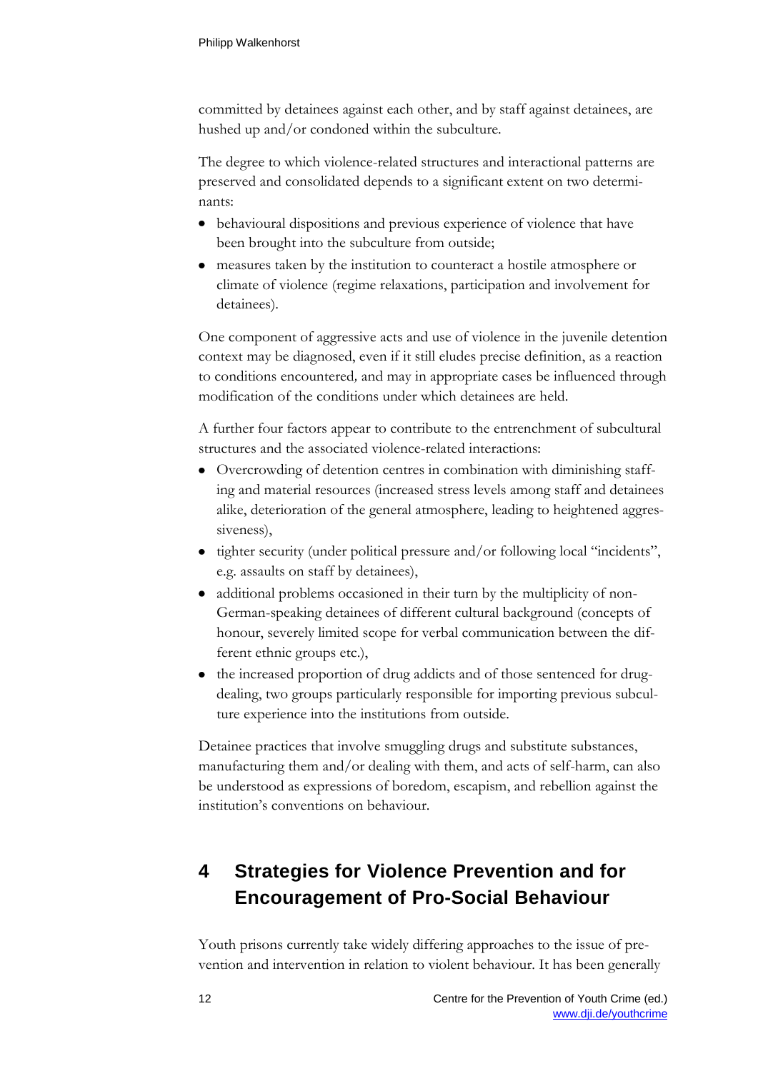committed by detainees against each other, and by staff against detainees, are hushed up and/or condoned within the subculture.

The degree to which violence-related structures and interactional patterns are preserved and consolidated depends to a significant extent on two determinants:

- behavioural dispositions and previous experience of violence that have been brought into the subculture from outside;
- measures taken by the institution to counteract a hostile atmosphere or climate of violence (regime relaxations, participation and involvement for detainees).

One component of aggressive acts and use of violence in the juvenile detention context may be diagnosed, even if it still eludes precise definition, as a reaction to conditions encountered, and may in appropriate cases be influenced through modification of the conditions under which detainees are held.

A further four factors appear to contribute to the entrenchment of subcultural structures and the associated violence-related interactions:

- Overcrowding of detention centres in combination with diminishing staffing and material resources (increased stress levels among staff and detainees alike, deterioration of the general atmosphere, leading to heightened aggressiveness),
- tighter security (under political pressure and/or following local "incidents", e.g. assaults on staff by detainees),
- additional problems occasioned in their turn by the multiplicity of non-German-speaking detainees of different cultural background (concepts of honour, severely limited scope for verbal communication between the different ethnic groups etc.),
- the increased proportion of drug addicts and of those sentenced for drug-dealing, two groups particularly responsible for importing previous subculture experience into the institutions from outside.

Detainee practices that involve smuggling drugs and substitute substances, manufacturing them and/or dealing with them, and acts of self-harm, can also be understood as expressions of boredom, escapism, and rebellion against the institution's conventions on behaviour.

# 4 Strategies for Violence Prevention and for Encouragement of Pro-Social Behaviour

Youth prisons currently take widely differing approaches to the issue of prevention and intervention in relation to violent behaviour. It has been generally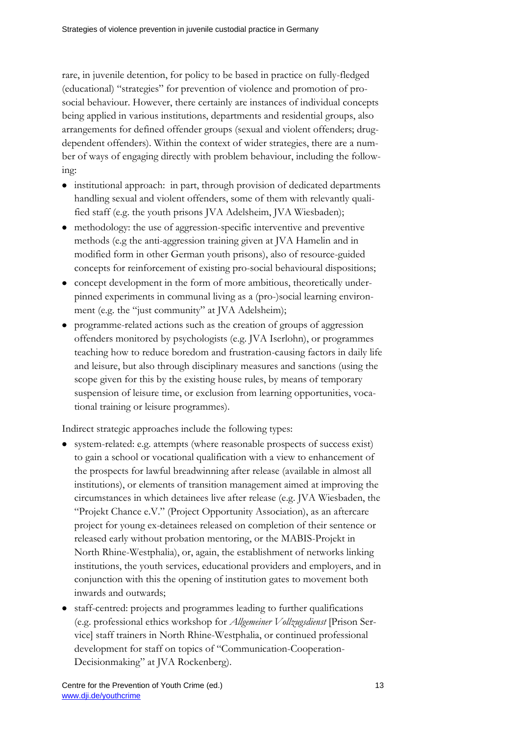rare, in juvenile detention, for policy to be based in practice on fully-fledged (educational) "strategies" for prevention of violence and promotion of pro-social behaviour. However, there certainly are instances of individual concepts being applied in various institutions, departments and residential groups, also arrangements for defined offender groups (sexual and violent offenders; drug-dependent offenders). Within the context of wider strategies, there are a number of ways of engaging directly with problem behaviour, including the following:

- institutional approach: in part, through provision of dedicated departments handling sexual and violent offenders, some of them with relevantly qualified staff (e.g. the youth prisons JVA Adelsheim, JVA Wiesbaden);
- methodology: the use of aggression-specific interventive and preventive methods (e.g the anti-aggression training given at JVA Hamelin and in modified form in other German youth prisons), also of resource-guided concepts for reinforcement of existing pro-social behavioural dispositions;
- concept development in the form of more ambitious, theoretically underpinned experiments in communal living as a (pro-)social learning environment (e.g. the "just community" at JVA Adelsheim);
- programme-related actions such as the creation of groups of aggression offenders monitored by psychologists (e.g. JVA Iserlohn), or programmes teaching how to reduce boredom and frustration-causing factors in daily life and leisure, but also through disciplinary measures and sanctions (using the scope given for this by the existing house rules, by means of temporary suspension of leisure time, or exclusion from learning opportunities, vocational training or leisure programmes).

Indirect strategic approaches include the following types:

- system-related: e.g. attempts (where reasonable prospects of success exist) to gain a school or vocational qualification with a view to enhancement of the prospects for lawful breadwinning after release (available in almost all institutions), or elements of transition management aimed at improving the circumstances in which detainees live after release (e.g. JVA Wiesbaden, the "Projekt Chance e.V." (Project Opportunity Association), as an aftercare project for young ex-detainees released on completion of their sentence or released early without probation mentoring, or the MABIS-Projekt in North Rhine-Westphalia), or, again, the establishment of networks linking institutions, the youth services, educational providers and employers, and in conjunction with this the opening of institution gates to movement both inwards and outwards;
- staff-centred: projects and programmes leading to further qualifications (e.g. professional ethics workshop for *Allgemeiner Vollzugsdienst* [Prison Service] staff trainers in North Rhine-Westphalia, or continued professional development for staff on topics of "Communication-Cooperation-Decisionmaking" at JVA Rockenberg).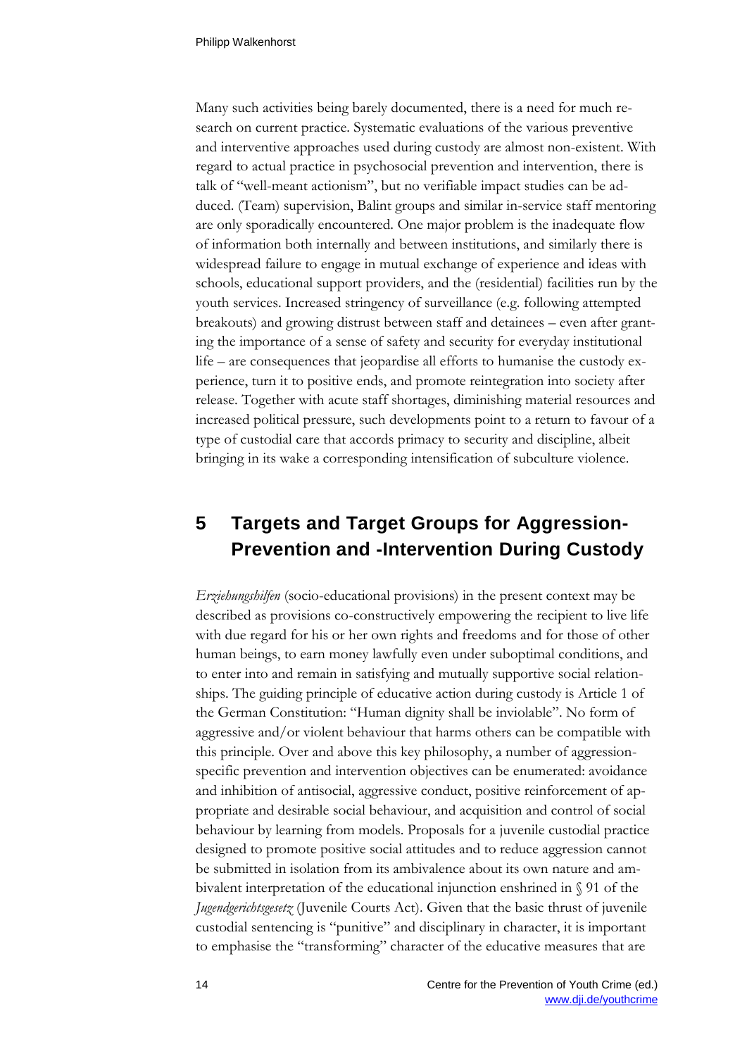Many such activities being barely documented, there is a need for much research on current practice. Systematic evaluations of the various preventive and interventive approaches used during custody are almost non-existent. With regard to actual practice in psychosocial prevention and intervention, there is talk of "well-meant actionism", but no verifiable impact studies can be adduced. (Team) supervision, Balint groups and similar in-service staff mentoring are only sporadically encountered. One major problem is the inadequate flow of information both internally and between institutions, and similarly there is widespread failure to engage in mutual exchange of experience and ideas with schools, educational support providers, and the (residential) facilities run by the youth services. Increased stringency of surveillance (e.g. following attempted breakouts) and growing distrust between staff and detainees – even after granting the importance of a sense of safety and security for everyday institutional life – are consequences that jeopardise all efforts to humanise the custody experience, turn it to positive ends, and promote reintegration into society after release. Together with acute staff shortages, diminishing material resources and increased political pressure, such developments point to a return to favour of a type of custodial care that accords primacy to security and discipline, albeit bringing in its wake a corresponding intensification of subculture violence.

## 5 Targets and Target Groups for Aggression-Prevention and -Intervention During Custody

*Erziehungshilfen* (socio-educational provisions) in the present context may be described as provisions co-constructively empowering the recipient to live life with due regard for his or her own rights and freedoms and for those of other human beings, to earn money lawfully even under suboptimal conditions, and to enter into and remain in satisfying and mutually supportive social relationships. The guiding principle of educative action during custody is Article 1 of the German Constitution: "Human dignity shall be inviolable". No form of aggressive and/or violent behaviour that harms others can be compatible with this principle. Over and above this key philosophy, a number of aggression-specific prevention and intervention objectives can be enumerated: avoidance and inhibition of antisocial, aggressive conduct, positive reinforcement of appropriate and desirable social behaviour, and acquisition and control of social behaviour by learning from models. Proposals for a juvenile custodial practice designed to promote positive social attitudes and to reduce aggression cannot be submitted in isolation from its ambivalence about its own nature and ambivalent interpretation of the educational injunction enshrined in § 91 of the *Jugendgerichtsgesetz* (Juvenile Courts Act). Given that the basic thrust of juvenile custodial sentencing is "punitive" and disciplinary in character, it is important to emphasise the "transforming" character of the educative measures that are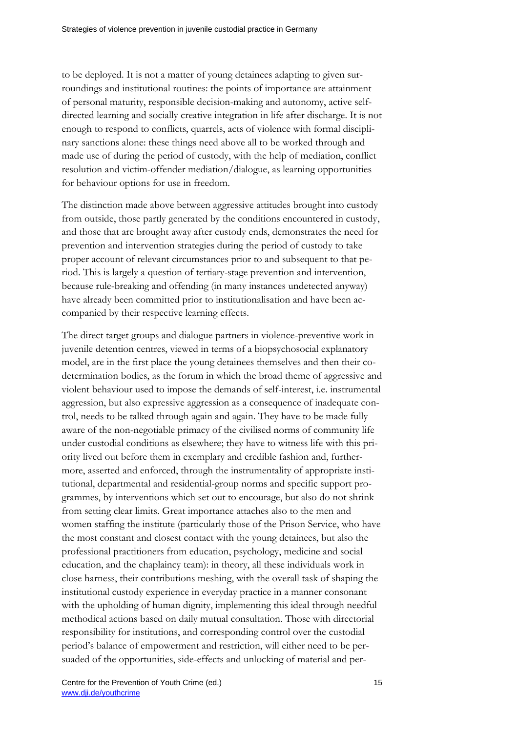to be deployed. It is not a matter of young detainees adapting to given surroundings and institutional routines: the points of importance are attainment of personal maturity, responsible decision-making and autonomy, active self-directed learning and socially creative integration in life after discharge. It is not enough to respond to conflicts, quarrels, acts of violence with formal disciplinary sanctions alone: these things need above all to be worked through and made use of during the period of custody, with the help of mediation, conflict resolution and victim-offender mediation/dialogue, as learning opportunities for behaviour options for use in freedom.

The distinction made above between aggressive attitudes brought into custody from outside, those partly generated by the conditions encountered in custody, and those that are brought away after custody ends, demonstrates the need for prevention and intervention strategies during the period of custody to take proper account of relevant circumstances prior to and subsequent to that period. This is largely a question of tertiary-stage prevention and intervention, because rule-breaking and offending (in many instances undetected anyway) have already been committed prior to institutionalisation and have been accompanied by their respective learning effects.

The direct target groups and dialogue partners in violence-preventive work in juvenile detention centres, viewed in terms of a biopsychosocial explanatory model, are in the first place the young detainees themselves and then their co-determination bodies, as the forum in which the broad theme of aggressive and violent behaviour used to impose the demands of self-interest, i.e. instrumental aggression, but also expressive aggression as a consequence of inadequate control, needs to be talked through again and again. They have to be made fully aware of the non-negotiable primacy of the civilised norms of community life under custodial conditions as elsewhere; they have to witness life with this priority lived out before them in exemplary and credible fashion and, furthermore, asserted and enforced, through the instrumentality of appropriate institutional, departmental and residential-group norms and specific support programmes, by interventions which set out to encourage, but also do not shrink from setting clear limits. Great importance attaches also to the men and women staffing the institute (particularly those of the Prison Service, who have the most constant and closest contact with the young detainees, but also the professional practitioners from education, psychology, medicine and social education, and the chaplaincy team): in theory, all these individuals work in close harness, their contributions meshing, with the overall task of shaping the institutional custody experience in everyday practice in a manner consonant with the upholding of human dignity, implementing this ideal through needful methodical actions based on daily mutual consultation. Those with directorial responsibility for institutions, and corresponding control over the custodial period's balance of empowerment and restriction, will either need to be persuaded of the opportunities, side-effects and unlocking of material and per-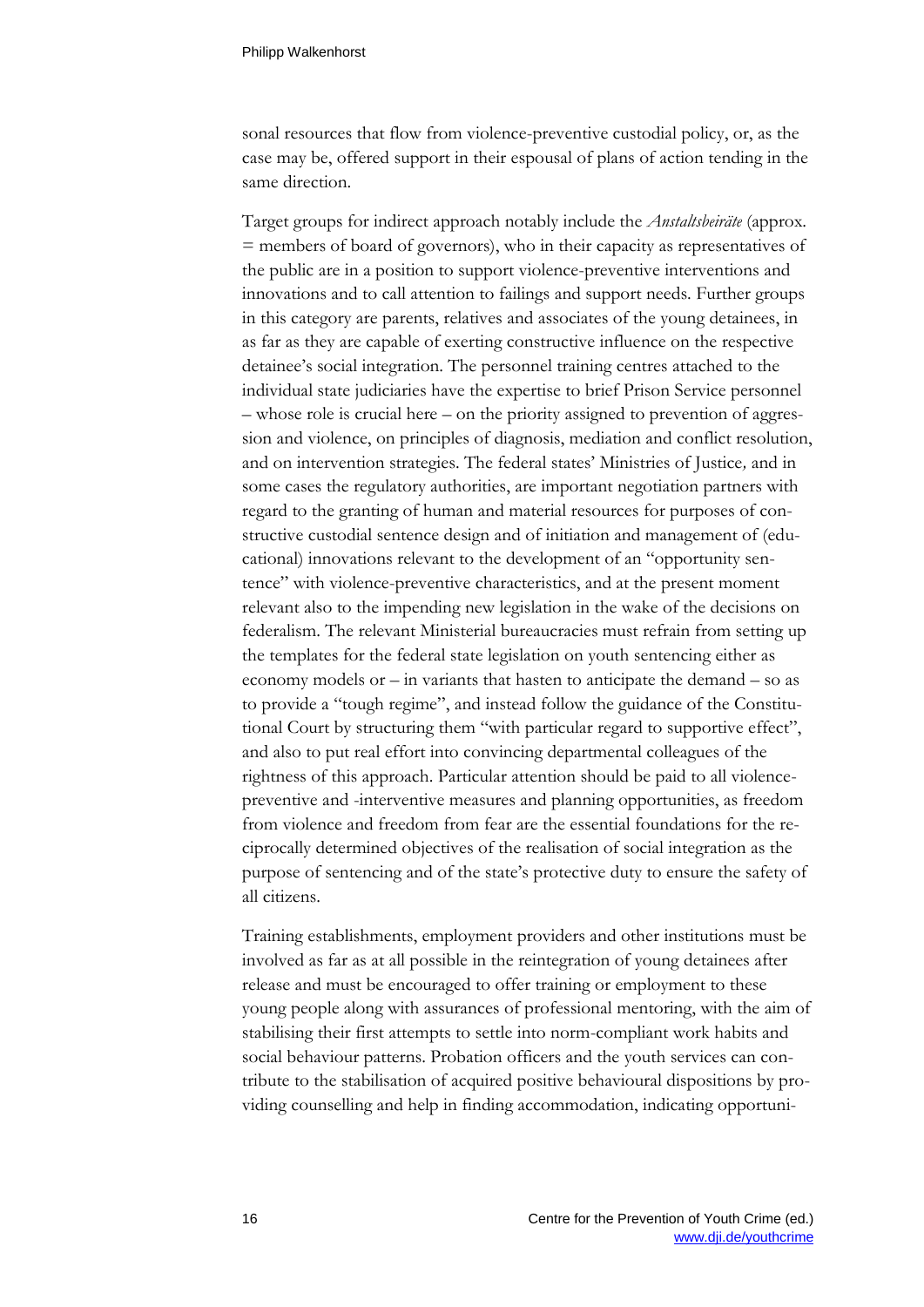sonal resources that flow from violence-preventive custodial policy, or, as the case may be, offered support in their espousal of plans of action tending in the same direction.

Target groups for indirect approach notably include the *Anstaltsbeiräte* (approx. = members of board of governors), who in their capacity as representatives of the public are in a position to support violence-preventive interventions and innovations and to call attention to failings and support needs. Further groups in this category are parents, relatives and associates of the young detainees, in as far as they are capable of exerting constructive influence on the respective detainee's social integration. The personnel training centres attached to the individual state judiciaries have the expertise to brief Prison Service personnel – whose role is crucial here – on the priority assigned to prevention of aggression and violence, on principles of diagnosis, mediation and conflict resolution, and on intervention strategies. The federal states' Ministries of Justice, and in some cases the regulatory authorities, are important negotiation partners with regard to the granting of human and material resources for purposes of constructive custodial sentence design and of initiation and management of (educational) innovations relevant to the development of an "opportunity sentence" with violence-preventive characteristics, and at the present moment relevant also to the impending new legislation in the wake of the decisions on federalism. The relevant Ministerial bureaucracies must refrain from setting up the templates for the federal state legislation on youth sentencing either as economy models or – in variants that hasten to anticipate the demand – so as to provide a "tough regime", and instead follow the guidance of the Constitutional Court by structuring them "with particular regard to supportive effect", and also to put real effort into convincing departmental colleagues of the rightness of this approach. Particular attention should be paid to all violence-preventive and -interventive measures and planning opportunities, as freedom from violence and freedom from fear are the essential foundations for the reciprocally determined objectives of the realisation of social integration as the purpose of sentencing and of the state's protective duty to ensure the safety of all citizens.

Training establishments, employment providers and other institutions must be involved as far as at all possible in the reintegration of young detainees after release and must be encouraged to offer training or employment to these young people along with assurances of professional mentoring, with the aim of stabilising their first attempts to settle into norm-compliant work habits and social behaviour patterns. Probation officers and the youth services can contribute to the stabilisation of acquired positive behavioural dispositions by providing counselling and help in finding accommodation, indicating opportuni-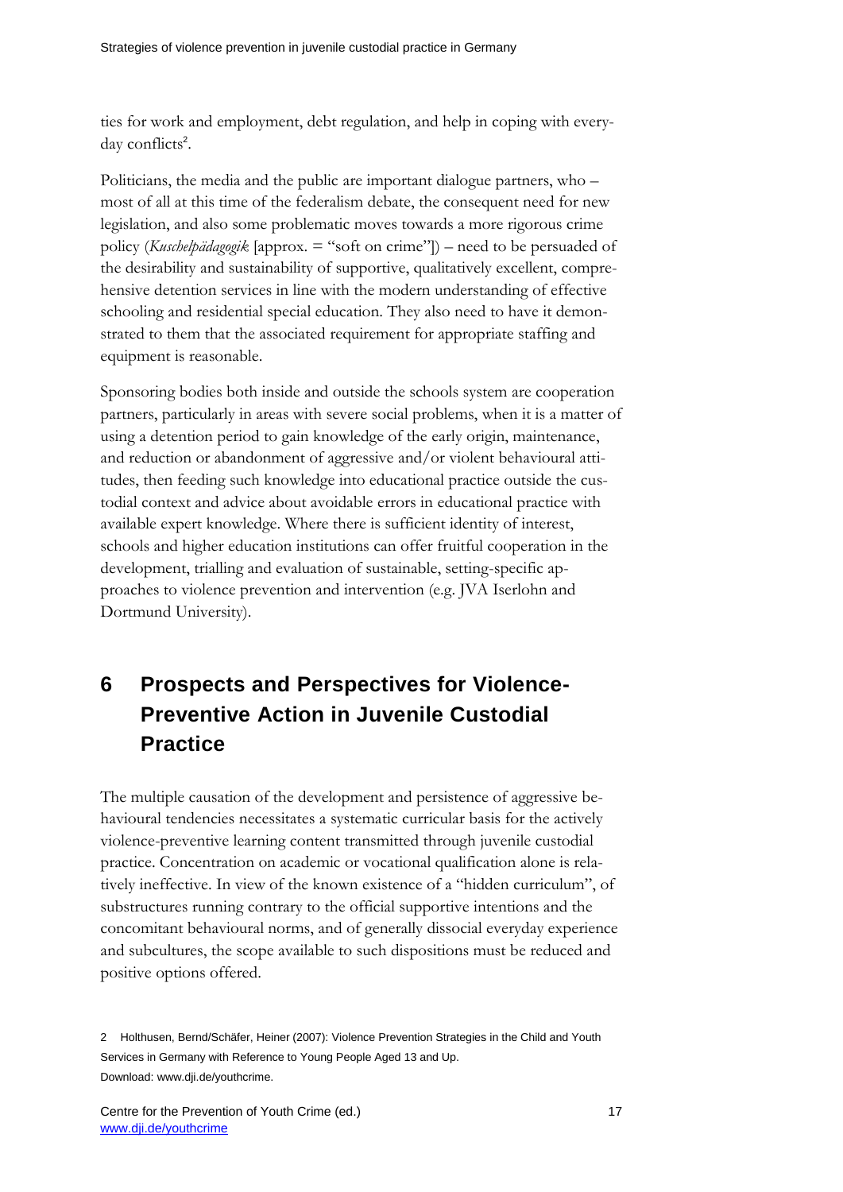ties for work and employment, debt regulation, and help in coping with everyday conflicts[2].

Politicians, the media and the public are important dialogue partners, who – most of all at this time of the federalism debate, the consequent need for new legislation, and also some problematic moves towards a more rigorous crime policy (*Kuschelpädagogik* [approx. = "soft on crime"]) – need to be persuaded of the desirability and sustainability of supportive, qualitatively excellent, comprehensive detention services in line with the modern understanding of effective schooling and residential special education. They also need to have it demonstrated to them that the associated requirement for appropriate staffing and equipment is reasonable.

Sponsoring bodies both inside and outside the schools system are cooperation partners, particularly in areas with severe social problems, when it is a matter of using a detention period to gain knowledge of the early origin, maintenance, and reduction or abandonment of aggressive and/or violent behavioural attitudes, then feeding such knowledge into educational practice outside the custodial context and advice about avoidable errors in educational practice with available expert knowledge. Where there is sufficient identity of interest, schools and higher education institutions can offer fruitful cooperation in the development, trialling and evaluation of sustainable, setting-specific approaches to violence prevention and intervention (e.g. JVA Iserlohn and Dortmund University).

## 6 Prospects and Perspectives for Violence-Preventive Action in Juvenile Custodial Practice

The multiple causation of the development and persistence of aggressive behavioural tendencies necessitates a systematic curricular basis for the actively violence-preventive learning content transmitted through juvenile custodial practice. Concentration on academic or vocational qualification alone is relatively ineffective. In view of the known existence of a "hidden curriculum", of substructures running contrary to the official supportive intentions and the concomitant behavioural norms, and of generally dissocial everyday experience and subcultures, the scope available to such dispositions must be reduced and positive options offered.

2 Holthusen, Bernd/Schäfer, Heiner (2007): Violence Prevention Strategies in the Child and Youth Services in Germany with Reference to Young People Aged 13 and Up. Download: www.dji.de/youthcrime.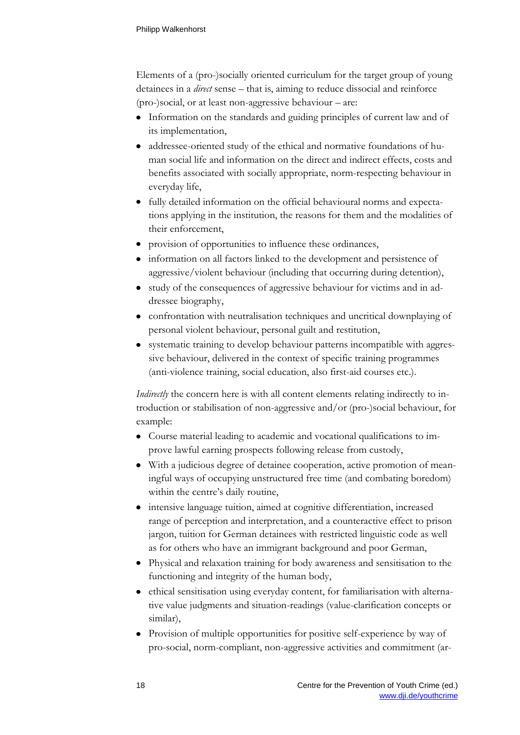Elements of a (pro-)socially oriented curriculum for the target group of young detainees in a *direct* sense – that is, aiming to reduce dissocial and reinforce (pro-)social, or at least non-aggressive behaviour – are:

- Information on the standards and guiding principles of current law and of its implementation,
- addressee-oriented study of the ethical and normative foundations of human social life and information on the direct and indirect effects, costs and benefits associated with socially appropriate, norm-respecting behaviour in everyday life,
- fully detailed information on the official behavioural norms and expectations applying in the institution, the reasons for them and the modalities of their enforcement,
- provision of opportunities to influence these ordinances,
- information on all factors linked to the development and persistence of aggressive/violent behaviour (including that occurring during detention),
- study of the consequences of aggressive behaviour for victims and in addressee biography,
- confrontation with neutralisation techniques and uncritical downplaying of personal violent behaviour, personal guilt and restitution,
- systematic training to develop behaviour patterns incompatible with aggressive behaviour, delivered in the context of specific training programmes (anti-violence training, social education, also first-aid courses etc.).

*Indirectly* the concern here is with all content elements relating indirectly to introduction or stabilisation of non-aggressive and/or (pro-)social behaviour, for example:

- Course material leading to academic and vocational qualifications to improve lawful earning prospects following release from custody,
- With a judicious degree of detainee cooperation, active promotion of meaningful ways of occupying unstructured free time (and combating boredom) within the centre's daily routine,
- intensive language tuition, aimed at cognitive differentiation, increased range of perception and interpretation, and a counteractive effect to prison jargon, tuition for German detainees with restricted linguistic code as well as for others who have an immigrant background and poor German,
- Physical and relaxation training for body awareness and sensitisation to the functioning and integrity of the human body,
- ethical sensitisation using everyday content, for familiarisation with alternative value judgments and situation-readings (value-clarification concepts or similar),
- Provision of multiple opportunities for positive self-experience by way of pro-social, norm-compliant, non-aggressive activities and commitment (ar-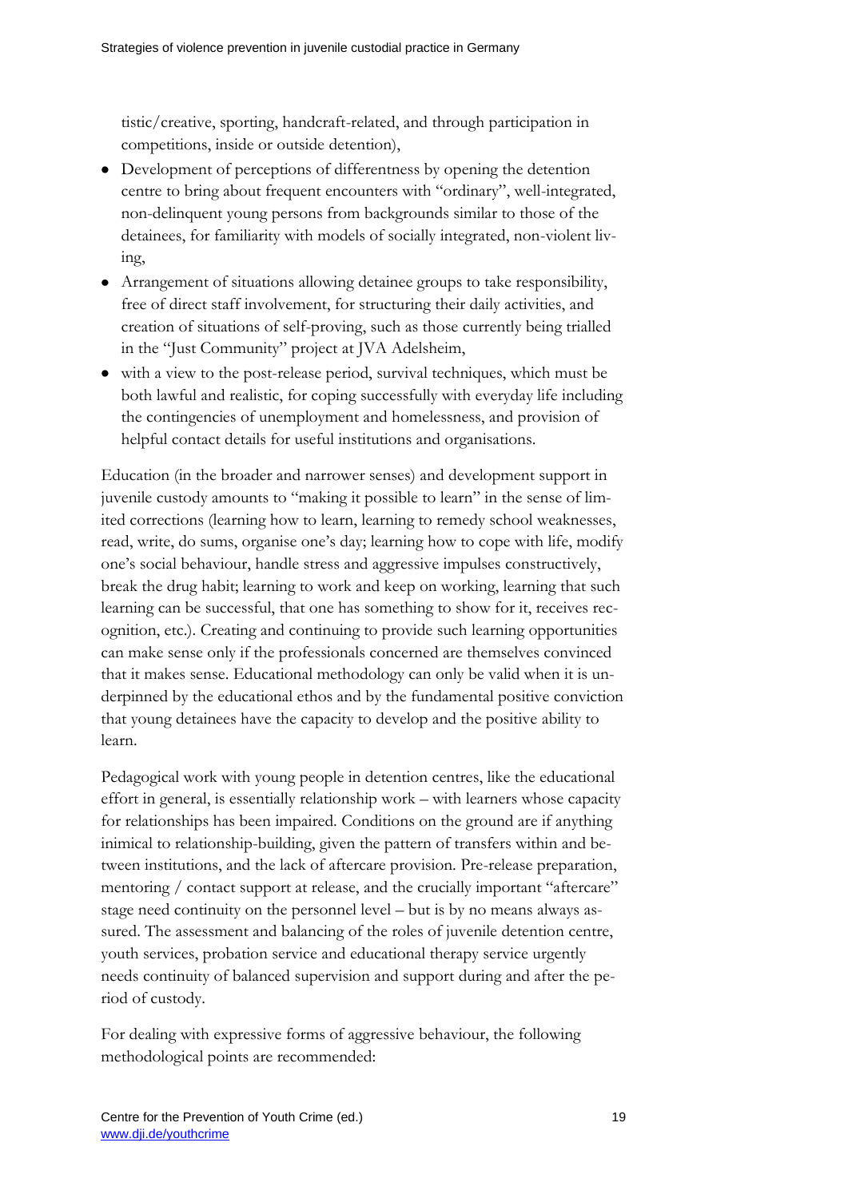tistic/creative, sporting, handcraft-related, and through participation in competitions, inside or outside detention),

- Development of perceptions of differentness by opening the detention centre to bring about frequent encounters with "ordinary", well-integrated, non-delinquent young persons from backgrounds similar to those of the detainees, for familiarity with models of socially integrated, non-violent living,
- Arrangement of situations allowing detainee groups to take responsibility, free of direct staff involvement, for structuring their daily activities, and creation of situations of self-proving, such as those currently being trialled in the "Just Community" project at JVA Adelsheim,
- with a view to the post-release period, survival techniques, which must be both lawful and realistic, for coping successfully with everyday life including the contingencies of unemployment and homelessness, and provision of helpful contact details for useful institutions and organisations.

Education (in the broader and narrower senses) and development support in juvenile custody amounts to "making it possible to learn" in the sense of limited corrections (learning how to learn, learning to remedy school weaknesses, read, write, do sums, organise one's day; learning how to cope with life, modify one's social behaviour, handle stress and aggressive impulses constructively, break the drug habit; learning to work and keep on working, learning that such learning can be successful, that one has something to show for it, receives recognition, etc.). Creating and continuing to provide such learning opportunities can make sense only if the professionals concerned are themselves convinced that it makes sense. Educational methodology can only be valid when it is underpinned by the educational ethos and by the fundamental positive conviction that young detainees have the capacity to develop and the positive ability to learn.

Pedagogical work with young people in detention centres, like the educational effort in general, is essentially relationship work – with learners whose capacity for relationships has been impaired. Conditions on the ground are if anything inimical to relationship-building, given the pattern of transfers within and between institutions, and the lack of aftercare provision. Pre-release preparation, mentoring / contact support at release, and the crucially important "aftercare" stage need continuity on the personnel level – but is by no means always assured. The assessment and balancing of the roles of juvenile detention centre, youth services, probation service and educational therapy service urgently needs continuity of balanced supervision and support during and after the period of custody.

For dealing with expressive forms of aggressive behaviour, the following methodological points are recommended: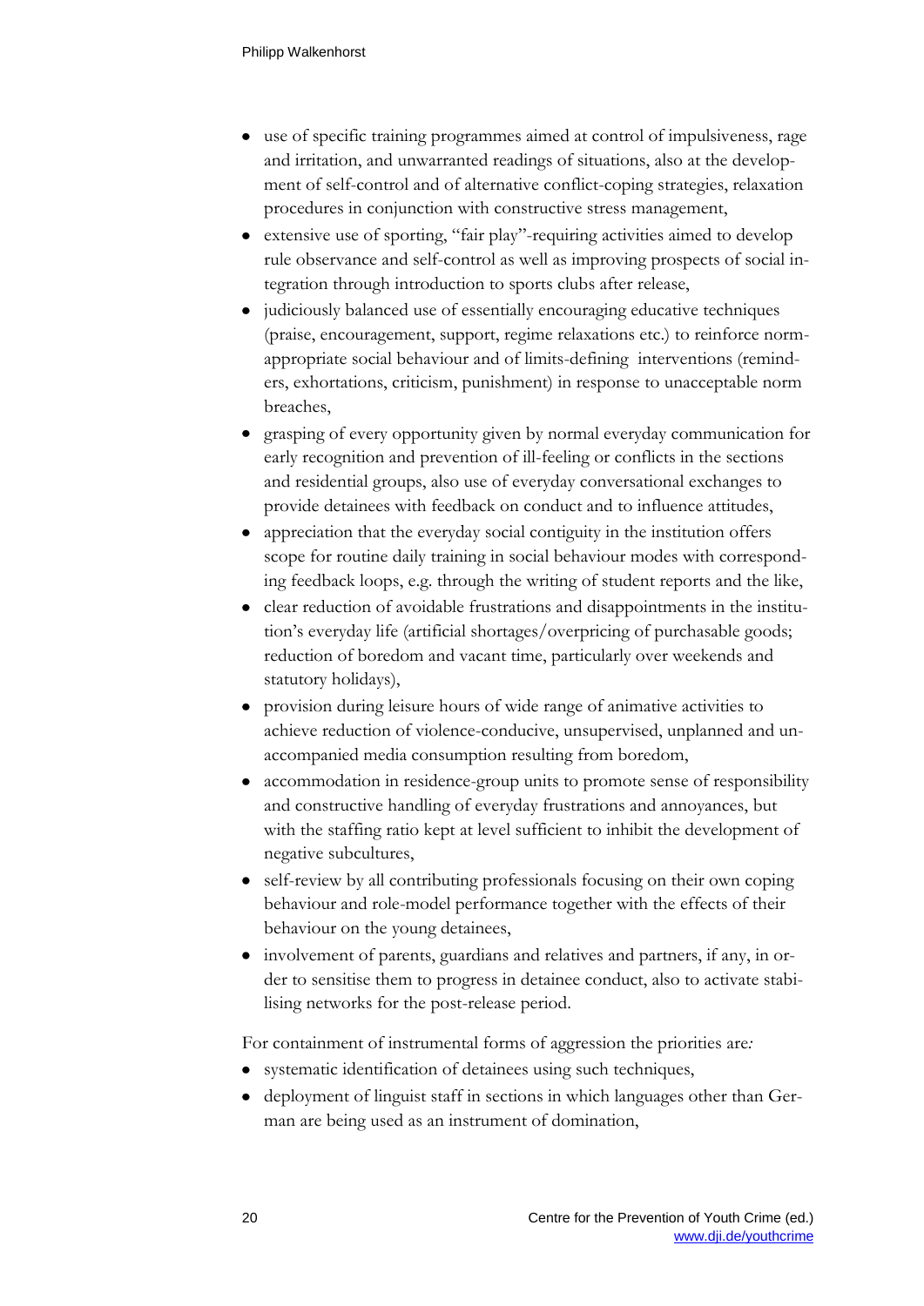- use of specific training programmes aimed at control of impulsiveness, rage and irritation, and unwarranted readings of situations, also at the development of self-control and of alternative conflict-coping strategies, relaxation procedures in conjunction with constructive stress management,
- extensive use of sporting, "fair play"-requiring activities aimed to develop rule observance and self-control as well as improving prospects of social integration through introduction to sports clubs after release,
- judiciously balanced use of essentially encouraging educative techniques (praise, encouragement, support, regime relaxations etc.) to reinforce norm-appropriate social behaviour and of limits-defining interventions (reminders, exhortations, criticism, punishment) in response to unacceptable norm breaches,
- grasping of every opportunity given by normal everyday communication for early recognition and prevention of ill-feeling or conflicts in the sections and residential groups, also use of everyday conversational exchanges to provide detainees with feedback on conduct and to influence attitudes,
- appreciation that the everyday social contiguity in the institution offers scope for routine daily training in social behaviour modes with corresponding feedback loops, e.g. through the writing of student reports and the like,
- clear reduction of avoidable frustrations and disappointments in the institution's everyday life (artificial shortages/overpricing of purchasable goods; reduction of boredom and vacant time, particularly over weekends and statutory holidays),
- provision during leisure hours of wide range of animative activities to achieve reduction of violence-conducive, unsupervised, unplanned and unaccompanied media consumption resulting from boredom,
- accommodation in residence-group units to promote sense of responsibility and constructive handling of everyday frustrations and annoyances, but with the staffing ratio kept at level sufficient to inhibit the development of negative subcultures,
- self-review by all contributing professionals focusing on their own coping behaviour and role-model performance together with the effects of their behaviour on the young detainees,
- involvement of parents, guardians and relatives and partners, if any, in order to sensitise them to progress in detainee conduct, also to activate stabilising networks for the post-release period.

For containment of instrumental forms of aggression the priorities are*:*

- systematic identification of detainees using such techniques,
- deployment of linguist staff in sections in which languages other than German are being used as an instrument of domination,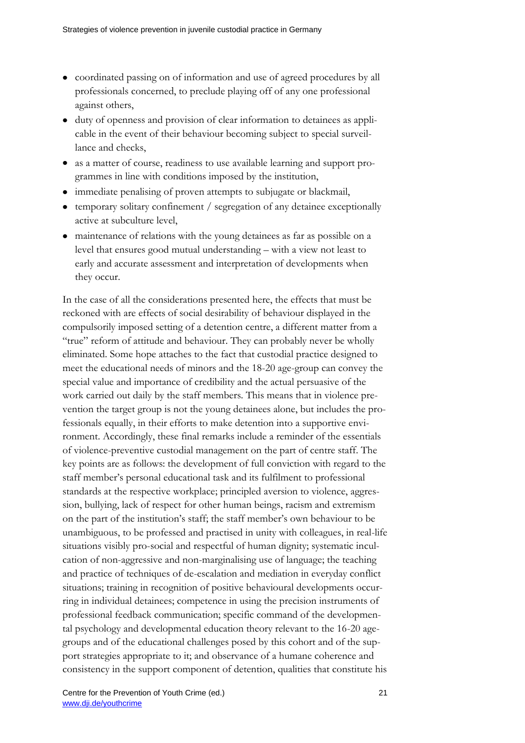- coordinated passing on of information and use of agreed procedures by all professionals concerned, to preclude playing off of any one professional against others,
- duty of openness and provision of clear information to detainees as applicable in the event of their behaviour becoming subject to special surveillance and checks,
- as a matter of course, readiness to use available learning and support programmes in line with conditions imposed by the institution,
- immediate penalising of proven attempts to subjugate or blackmail,
- temporary solitary confinement / segregation of any detainee exceptionally active at subculture level,
- maintenance of relations with the young detainees as far as possible on a level that ensures good mutual understanding – with a view not least to early and accurate assessment and interpretation of developments when they occur.

In the case of all the considerations presented here, the effects that must be reckoned with are effects of social desirability of behaviour displayed in the compulsorily imposed setting of a detention centre, a different matter from a "true" reform of attitude and behaviour. They can probably never be wholly eliminated. Some hope attaches to the fact that custodial practice designed to meet the educational needs of minors and the 18-20 age-group can convey the special value and importance of credibility and the actual persuasive of the work carried out daily by the staff members. This means that in violence prevention the target group is not the young detainees alone, but includes the professionals equally, in their efforts to make detention into a supportive environment. Accordingly, these final remarks include a reminder of the essentials of violence-preventive custodial management on the part of centre staff. The key points are as follows: the development of full conviction with regard to the staff member's personal educational task and its fulfilment to professional standards at the respective workplace; principled aversion to violence, aggression, bullying, lack of respect for other human beings, racism and extremism on the part of the institution's staff; the staff member's own behaviour to be unambiguous, to be professed and practised in unity with colleagues, in real-life situations visibly pro-social and respectful of human dignity; systematic inculcation of non-aggressive and non-marginalising use of language; the teaching and practice of techniques of de-escalation and mediation in everyday conflict situations; training in recognition of positive behavioural developments occurring in individual detainees; competence in using the precision instruments of professional feedback communication; specific command of the developmental psychology and developmental education theory relevant to the 16-20 age-groups and of the educational challenges posed by this cohort and of the support strategies appropriate to it; and observance of a humane coherence and consistency in the support component of detention, qualities that constitute his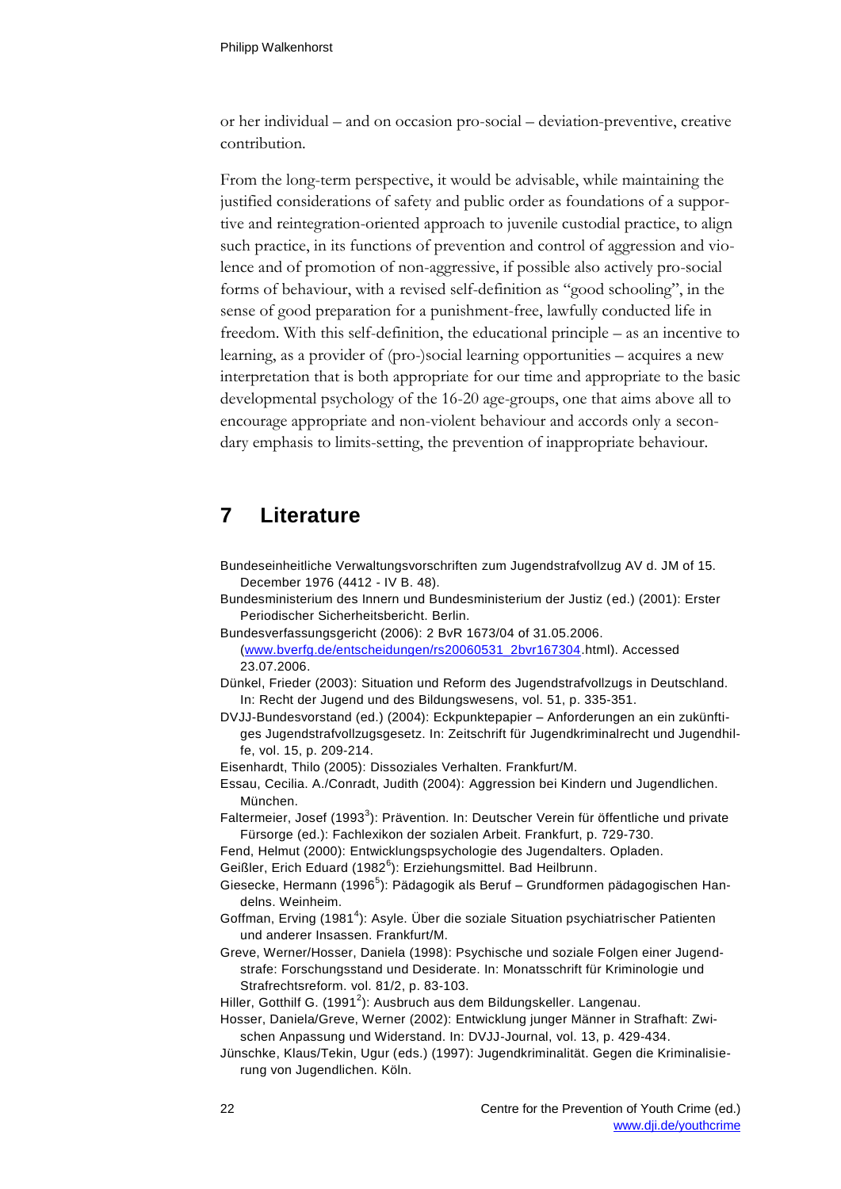or her individual – and on occasion pro-social – deviation-preventive, creative contribution.

From the long-term perspective, it would be advisable, while maintaining the justified considerations of safety and public order as foundations of a supportive and reintegration-oriented approach to juvenile custodial practice, to align such practice, in its functions of prevention and control of aggression and violence and of promotion of non-aggressive, if possible also actively pro-social forms of behaviour, with a revised self-definition as "good schooling", in the sense of good preparation for a punishment-free, lawfully conducted life in freedom. With this self-definition, the educational principle – as an incentive to learning, as a provider of (pro-)social learning opportunities – acquires a new interpretation that is both appropriate for our time and appropriate to the basic developmental psychology of the 16-20 age-groups, one that aims above all to encourage appropriate and non-violent behaviour and accords only a secondary emphasis to limits-setting, the prevention of inappropriate behaviour.

## 7 Literature

Bundeseinheitliche Verwaltungsvorschriften zum Jugendstrafvollzug AV d. JM of 15. December 1976 (4412 - IV B. 48).

Bundesministerium des Innern und Bundesministerium der Justiz (ed.) (2001): Erster Periodischer Sicherheitsbericht. Berlin.

Bundesverfassungsgericht (2006): 2 BvR 1673/04 of 31.05.2006. (www.bverfg.de/entscheidungen/rs20060531_2bvr167304.html). Accessed 23.07.2006.

Dünkel, Frieder (2003): Situation und Reform des Jugendstrafvollzugs in Deutschland. In: Recht der Jugend und des Bildungswesens, vol. 51, p. 335-351.

DVJJ-Bundesvorstand (ed.) (2004): Eckpunktepapier – Anforderungen an ein zukünftiges Jugendstrafvollzugsgesetz. In: Zeitschrift für Jugendkriminalrecht und Jugendhilfe, vol. 15, p. 209-214.

Eisenhardt, Thilo (2005): Dissoziales Verhalten. Frankfurt/M.

Essau, Cecilia. A./Conradt, Judith (2004): Aggression bei Kindern und Jugendlichen. München.

Faltermeier, Josef (1993[3]): Prävention. In: Deutscher Verein für öffentliche und private Fürsorge (ed.): Fachlexikon der sozialen Arbeit. Frankfurt, p. 729-730.

Fend, Helmut (2000): Entwicklungspsychologie des Jugendalters. Opladen.

Geißler, Erich Eduard (1982[6]): Erziehungsmittel. Bad Heilbrunn.

Giesecke, Hermann (1996[5]): Pädagogik als Beruf – Grundformen pädagogischen Handelns. Weinheim.

Goffman, Erving (1981[4]): Asyle. Über die soziale Situation psychiatrischer Patienten und anderer Insassen. Frankfurt/M.

Greve, Werner/Hosser, Daniela (1998): Psychische und soziale Folgen einer Jugendstrafe: Forschungsstand und Desiderate. In: Monatsschrift für Kriminologie und Strafrechtsreform. vol. 81/2, p. 83-103.

Hiller, Gotthilf G. (1991[2]): Ausbruch aus dem Bildungskeller. Langenau.

Hosser, Daniela/Greve, Werner (2002): Entwicklung junger Männer in Strafhaft: Zwischen Anpassung und Widerstand. In: DVJJ-Journal, vol. 13, p. 429-434.

Jünschke, Klaus/Tekin, Ugur (eds.) (1997): Jugendkriminalität. Gegen die Kriminalisierung von Jugendlichen. Köln.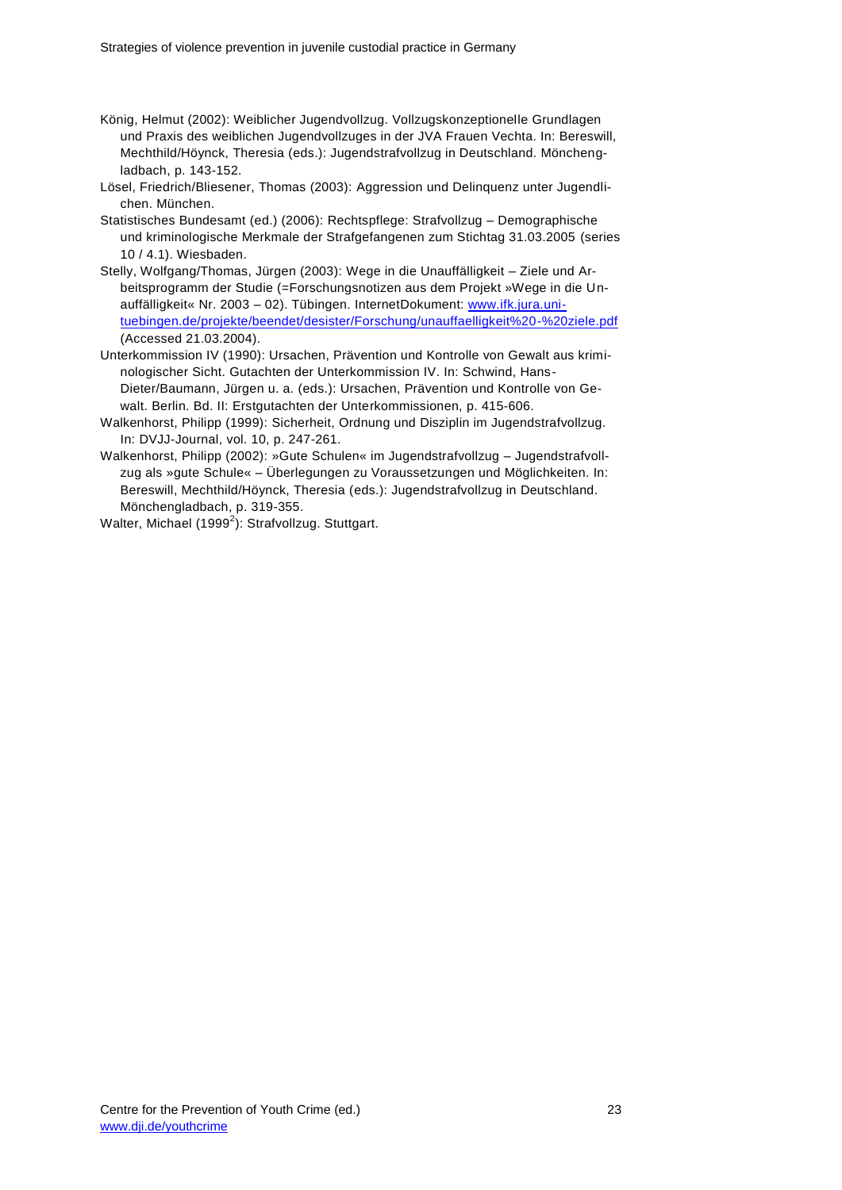König, Helmut (2002): Weiblicher Jugendvollzug. Vollzugskonzeptionelle Grundlagen und Praxis des weiblichen Jugendvollzuges in der JVA Frauen Vechta. In: Bereswill, Mechthild/Höynck, Theresia (eds.): Jugendstrafvollzug in Deutschland. Mönchengladbach, p. 143-152.

Lösel, Friedrich/Bliesener, Thomas (2003): Aggression und Delinquenz unter Jugendlichen. München.

Statistisches Bundesamt (ed.) (2006): Rechtspflege: Strafvollzug – Demographische und kriminologische Merkmale der Strafgefangenen zum Stichtag 31.03.2005 (series 10 / 4.1). Wiesbaden.

Stelly, Wolfgang/Thomas, Jürgen (2003): Wege in die Unauffälligkeit – Ziele und Arbeitsprogramm der Studie (=Forschungsnotizen aus dem Projekt »Wege in die Unauffälligkeit« Nr. 2003 – 02). Tübingen. InternetDokument: [www.ifk.jura.uni-tuebingen.de/projekte/beendet/desister/Forschung/unauffaelligkeit%20-%20ziele.pdf](www.ifk.jura.uni-tuebingen.de/projekte/beendet/desister/Forschung/unauffaelligkeit%20-%20ziele.pdf) (Accessed 21.03.2004).

Unterkommission IV (1990): Ursachen, Prävention und Kontrolle von Gewalt aus kriminologischer Sicht. Gutachten der Unterkommission IV. In: Schwind, Hans-Dieter/Baumann, Jürgen u. a. (eds.): Ursachen, Prävention und Kontrolle von Gewalt. Berlin. Bd. II: Erstgutachten der Unterkommissionen, p. 415-606.

Walkenhorst, Philipp (1999): Sicherheit, Ordnung und Disziplin im Jugendstrafvollzug. In: DVJJ-Journal, vol. 10, p. 247-261.

Walkenhorst, Philipp (2002): »Gute Schulen« im Jugendstrafvollzug – Jugendstrafvollzug als »gute Schule« – Überlegungen zu Voraussetzungen und Möglichkeiten. In: Bereswill, Mechthild/Höynck, Theresia (eds.): Jugendstrafvollzug in Deutschland. Mönchengladbach, p. 319-355.

Walter, Michael (1999[2]): Strafvollzug. Stuttgart.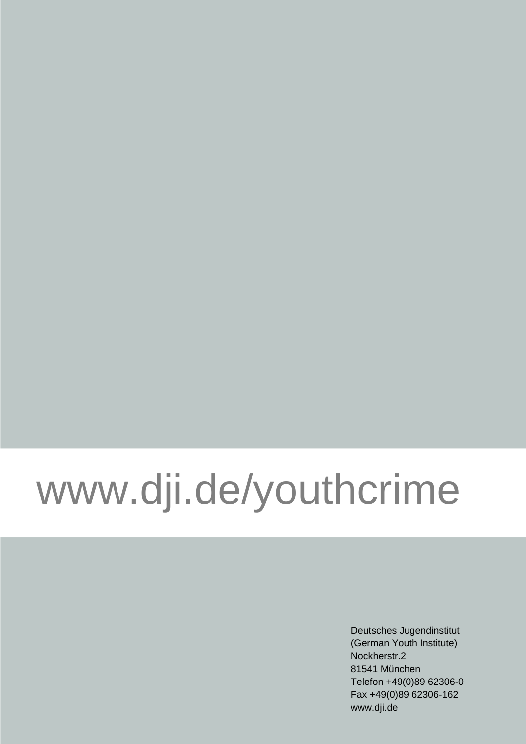www.dji.de/youthcrime

Deutsches Jugendinstitut
(German Youth Institute)
Nockherstr.2
81541 München
Telefon +49(0)89 62306-0
Fax +49(0)89 62306-162
www.dji.de